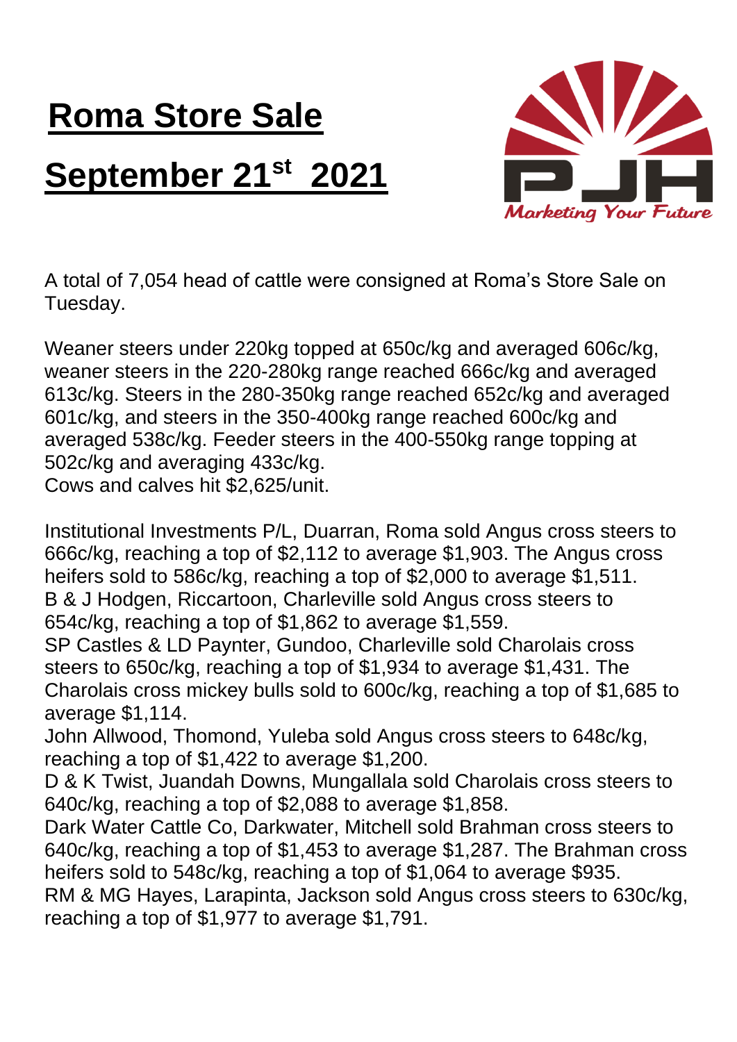# Roma Store Sale

# September 21st 2021

Marketing Your Future

A total of 7,054 head of cattle were consigned at Roma's Store Sale on Tuesday.

Weaner steers under 220kg topped at 650c/kg and averaged 606c/kg, weaner steers in the 220-280kg range reached 666c/kg and averaged 613c/kg. Steers in the 280-350kg range reached 652c/kg and averaged 601c/kg, and steers in the 350-400kg range reached 600c/kg and averaged 538c/kg. Feeder steers in the 400-550kg range topping at 502c/kg and averaging 433c/kg.
Cows and calves hit $2,625/unit.

Institutional Investments P/L, Duarran, Roma sold Angus cross steers to 666c/kg, reaching a top of $2,112 to average $1,903. The Angus cross heifers sold to 586c/kg, reaching a top of $2,000 to average $1,511.
B & J Hodgen, Riccartoon, Charleville sold Angus cross steers to 654c/kg, reaching a top of $1,862 to average $1,559.
SP Castles & LD Paynter, Gundoo, Charleville sold Charolais cross steers to 650c/kg, reaching a top of $1,934 to average $1,431. The Charolais cross mickey bulls sold to 600c/kg, reaching a top of $1,685 to average $1,114.
John Allwood, Thomond, Yuleba sold Angus cross steers to 648c/kg, reaching a top of $1,422 to average $1,200.
D & K Twist, Juandah Downs, Mungallala sold Charolais cross steers to 640c/kg, reaching a top of $2,088 to average $1,858.
Dark Water Cattle Co, Darkwater, Mitchell sold Brahman cross steers to 640c/kg, reaching a top of $1,453 to average $1,287. The Brahman cross heifers sold to 548c/kg, reaching a top of $1,064 to average $935.
RM & MG Hayes, Larapinta, Jackson sold Angus cross steers to 630c/kg, reaching a top of $1,977 to average $1,791.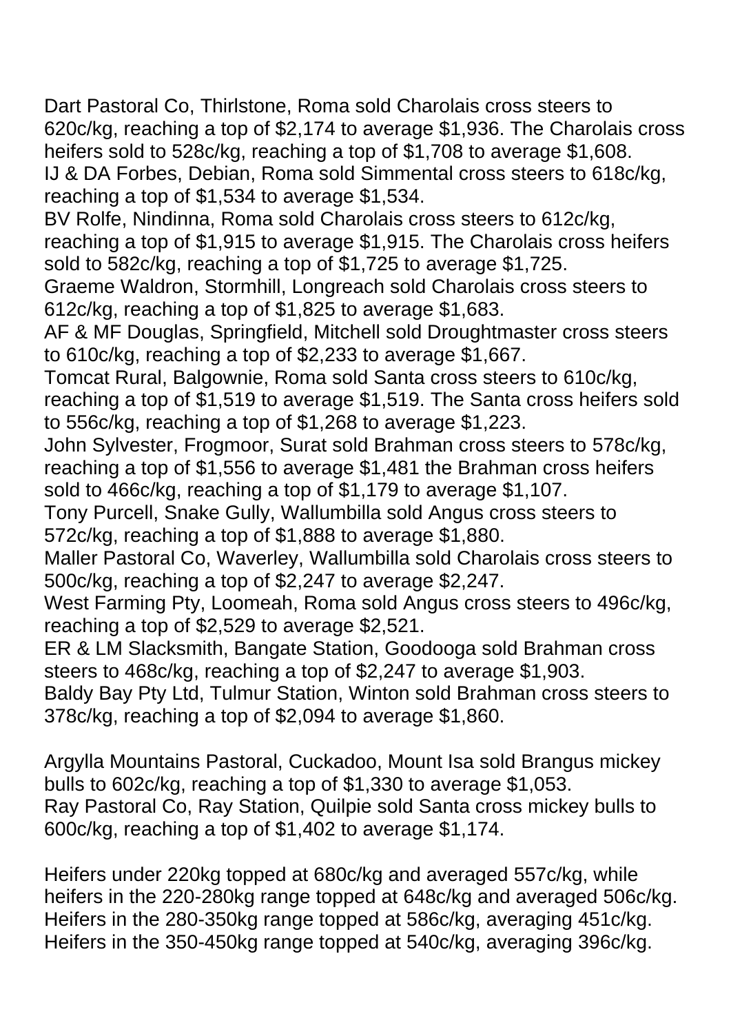Dart Pastoral Co, Thirlstone, Roma sold Charolais cross steers to 620c/kg, reaching a top of $2,174 to average $1,936. The Charolais cross heifers sold to 528c/kg, reaching a top of $1,708 to average $1,608.
IJ & DA Forbes, Debian, Roma sold Simmental cross steers to 618c/kg, reaching a top of $1,534 to average $1,534.
BV Rolfe, Nindinna, Roma sold Charolais cross steers to 612c/kg, reaching a top of $1,915 to average $1,915. The Charolais cross heifers sold to 582c/kg, reaching a top of $1,725 to average $1,725.
Graeme Waldron, Stormhill, Longreach sold Charolais cross steers to 612c/kg, reaching a top of $1,825 to average $1,683.
AF & MF Douglas, Springfield, Mitchell sold Droughtmaster cross steers to 610c/kg, reaching a top of $2,233 to average $1,667.
Tomcat Rural, Balgownie, Roma sold Santa cross steers to 610c/kg, reaching a top of $1,519 to average $1,519. The Santa cross heifers sold to 556c/kg, reaching a top of $1,268 to average $1,223.
John Sylvester, Frogmoor, Surat sold Brahman cross steers to 578c/kg, reaching a top of $1,556 to average $1,481 the Brahman cross heifers sold to 466c/kg, reaching a top of $1,179 to average $1,107.
Tony Purcell, Snake Gully, Wallumbilla sold Angus cross steers to 572c/kg, reaching a top of $1,888 to average $1,880.
Maller Pastoral Co, Waverley, Wallumbilla sold Charolais cross steers to 500c/kg, reaching a top of $2,247 to average $2,247.
West Farming Pty, Loomeah, Roma sold Angus cross steers to 496c/kg, reaching a top of $2,529 to average $2,521.
ER & LM Slacksmith, Bangate Station, Goodooga sold Brahman cross steers to 468c/kg, reaching a top of $2,247 to average $1,903.
Baldy Bay Pty Ltd, Tulmur Station, Winton sold Brahman cross steers to 378c/kg, reaching a top of $2,094 to average $1,860.

Argylla Mountains Pastoral, Cuckadoo, Mount Isa sold Brangus mickey bulls to 602c/kg, reaching a top of $1,330 to average $1,053.
Ray Pastoral Co, Ray Station, Quilpie sold Santa cross mickey bulls to 600c/kg, reaching a top of $1,402 to average $1,174.

Heifers under 220kg topped at 680c/kg and averaged 557c/kg, while heifers in the 220-280kg range topped at 648c/kg and averaged 506c/kg. Heifers in the 280-350kg range topped at 586c/kg, averaging 451c/kg. Heifers in the 350-450kg range topped at 540c/kg, averaging 396c/kg.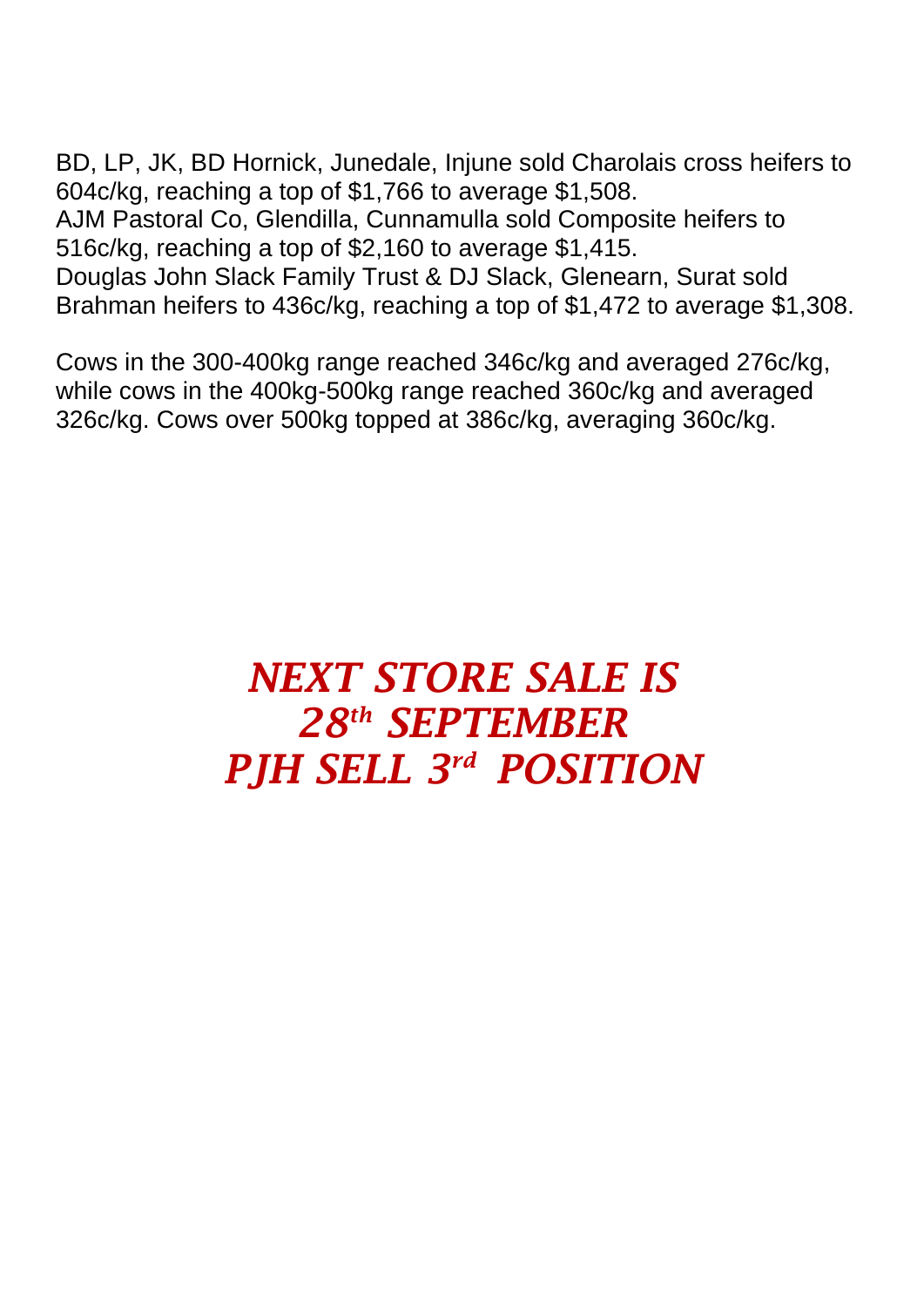BD, LP, JK, BD Hornick, Junedale, Injune sold Charolais cross heifers to 604c/kg, reaching a top of $1,766 to average $1,508.
AJM Pastoral Co, Glendilla, Cunnamulla sold Composite heifers to 516c/kg, reaching a top of $2,160 to average $1,415.
Douglas John Slack Family Trust & DJ Slack, Glenearn, Surat sold Brahman heifers to 436c/kg, reaching a top of $1,472 to average $1,308.

Cows in the 300-400kg range reached 346c/kg and averaged 276c/kg, while cows in the 400kg-500kg range reached 360c/kg and averaged 326c/kg. Cows over 500kg topped at 386c/kg, averaging 360c/kg.

***NEXT STORE SALE IS***
***28th SEPTEMBER***
***PJH SELL 3rd POSITION***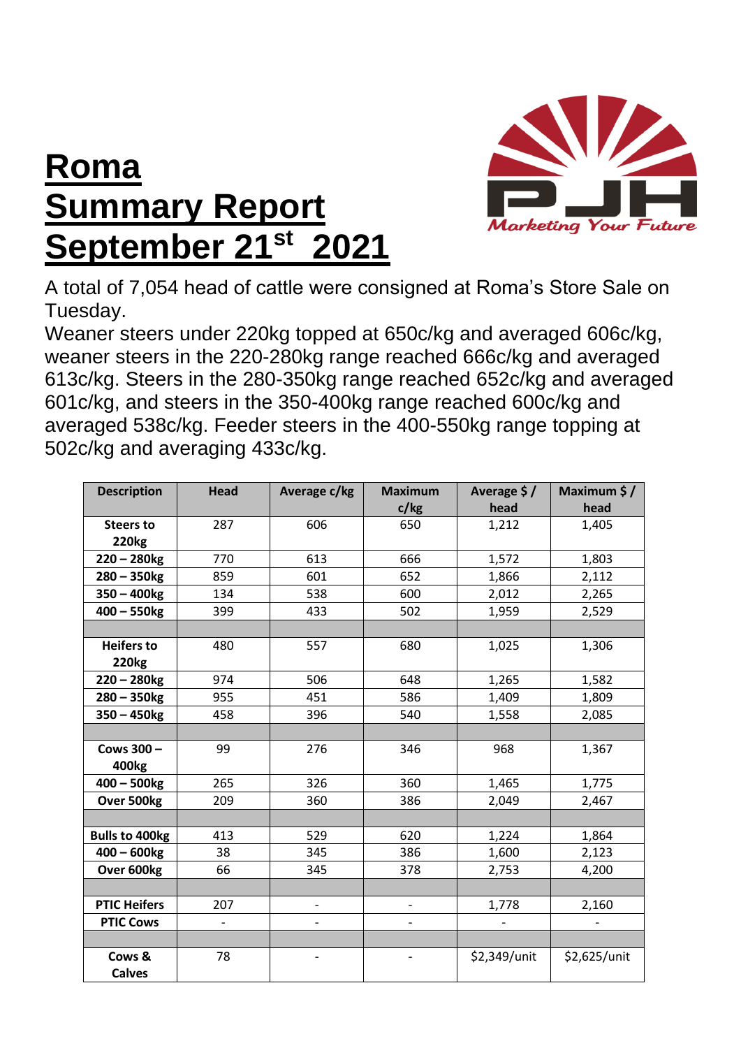# Roma Summary Report September 21st 2021

A total of 7,054 head of cattle were consigned at Roma's Store Sale on Tuesday.

Weaner steers under 220kg topped at 650c/kg and averaged 606c/kg, weaner steers in the 220-280kg range reached 666c/kg and averaged 613c/kg. Steers in the 280-350kg range reached 652c/kg and averaged 601c/kg, and steers in the 350-400kg range reached 600c/kg and averaged 538c/kg. Feeder steers in the 400-550kg range topping at 502c/kg and averaging 433c/kg.

| Description | Head | Average c/kg | Maximum c/kg | Average $ / head | Maximum $ / head |
|---|---|---|---|---|---|
| Steers to 220kg | 287 | 606 | 650 | 1,212 | 1,405 |
| 220 – 280kg | 770 | 613 | 666 | 1,572 | 1,803 |
| 280 – 350kg | 859 | 601 | 652 | 1,866 | 2,112 |
| 350 – 400kg | 134 | 538 | 600 | 2,012 | 2,265 |
| 400 – 550kg | 399 | 433 | 502 | 1,959 | 2,529 |
| | | | | | |
| Heifers to 220kg | 480 | 557 | 680 | 1,025 | 1,306 |
| 220 – 280kg | 974 | 506 | 648 | 1,265 | 1,582 |
| 280 – 350kg | 955 | 451 | 586 | 1,409 | 1,809 |
| 350 – 450kg | 458 | 396 | 540 | 1,558 | 2,085 |
| | | | | | |
| Cows 300 – 400kg | 99 | 276 | 346 | 968 | 1,367 |
| 400 – 500kg | 265 | 326 | 360 | 1,465 | 1,775 |
| Over 500kg | 209 | 360 | 386 | 2,049 | 2,467 |
| | | | | | |
| Bulls to 400kg | 413 | 529 | 620 | 1,224 | 1,864 |
| 400 – 600kg | 38 | 345 | 386 | 1,600 | 2,123 |
| Over 600kg | 66 | 345 | 378 | 2,753 | 4,200 |
| | | | | | |
| PTIC Heifers | 207 | - | - | 1,778 | 2,160 |
| PTIC Cows | - | - | - | - | - |
| | | | | | |
| Cows & Calves | 78 | - | - | $2,349/unit | $2,625/unit |